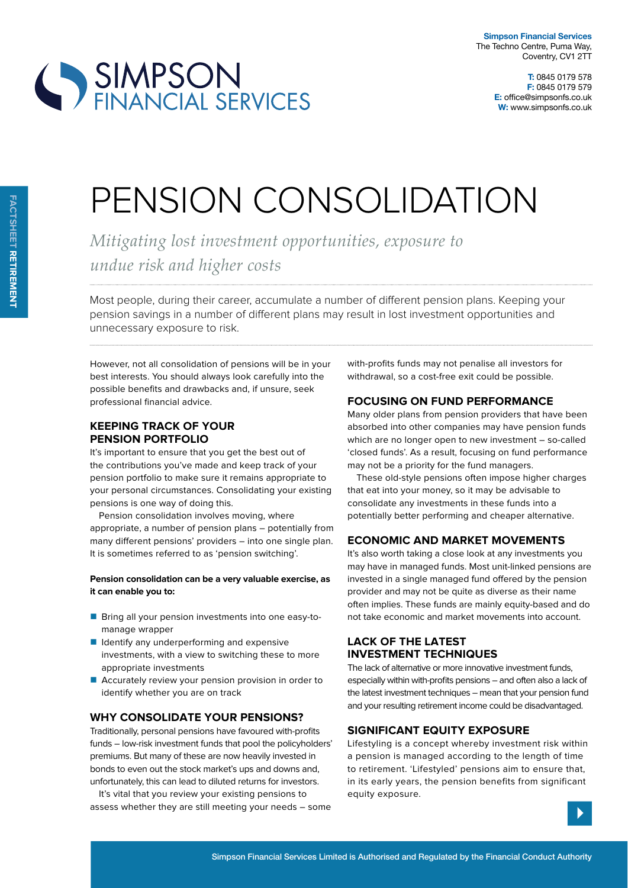**Simpson Financial Services**
The Techno Centre, Puma Way,
Coventry, CV1 2TT

**T:** 0845 0179 578
**F:** 0845 0179 579
**E:** office@simpsonfs.co.uk
**W:** www.simpsonfs.co.uk

FACTSHEET **RETIREMENT**

# PENSION CONSOLIDATION

*Mitigating lost investment opportunities, exposure to undue risk and higher costs*

Most people, during their career, accumulate a number of different pension plans. Keeping your pension savings in a number of different plans may result in lost investment opportunities and unnecessary exposure to risk.

However, not all consolidation of pensions will be in your best interests. You should always look carefully into the possible benefits and drawbacks and, if unsure, seek professional financial advice.

## KEEPING TRACK OF YOUR PENSION PORTFOLIO

It's important to ensure that you get the best out of the contributions you've made and keep track of your pension portfolio to make sure it remains appropriate to your personal circumstances. Consolidating your existing pensions is one way of doing this.

Pension consolidation involves moving, where appropriate, a number of pension plans – potentially from many different pensions' providers – into one single plan. It is sometimes referred to as 'pension switching'.

**Pension consolidation can be a very valuable exercise, as it can enable you to:**

- Bring all your pension investments into one easy-to-manage wrapper
- Identify any underperforming and expensive investments, with a view to switching these to more appropriate investments
- Accurately review your pension provision in order to identify whether you are on track

## WHY CONSOLIDATE YOUR PENSIONS?

Traditionally, personal pensions have favoured with-profits funds – low-risk investment funds that pool the policyholders' premiums. But many of these are now heavily invested in bonds to even out the stock market's ups and downs and, unfortunately, this can lead to diluted returns for investors.

It's vital that you review your existing pensions to assess whether they are still meeting your needs – some with-profits funds may not penalise all investors for withdrawal, so a cost-free exit could be possible.

## FOCUSING ON FUND PERFORMANCE

Many older plans from pension providers that have been absorbed into other companies may have pension funds which are no longer open to new investment – so-called 'closed funds'. As a result, focusing on fund performance may not be a priority for the fund managers.

These old-style pensions often impose higher charges that eat into your money, so it may be advisable to consolidate any investments in these funds into a potentially better performing and cheaper alternative.

## ECONOMIC AND MARKET MOVEMENTS

It's also worth taking a close look at any investments you may have in managed funds. Most unit-linked pensions are invested in a single managed fund offered by the pension provider and may not be quite as diverse as their name often implies. These funds are mainly equity-based and do not take economic and market movements into account.

## LACK OF THE LATEST INVESTMENT TECHNIQUES

The lack of alternative or more innovative investment funds, especially within with-profits pensions – and often also a lack of the latest investment techniques – mean that your pension fund and your resulting retirement income could be disadvantaged.

## SIGNIFICANT EQUITY EXPOSURE

Lifestyling is a concept whereby investment risk within a pension is managed according to the length of time to retirement. 'Lifestyled' pensions aim to ensure that, in its early years, the pension benefits from significant equity exposure.

Simpson Financial Services Limited is Authorised and Regulated by the Financial Conduct Authority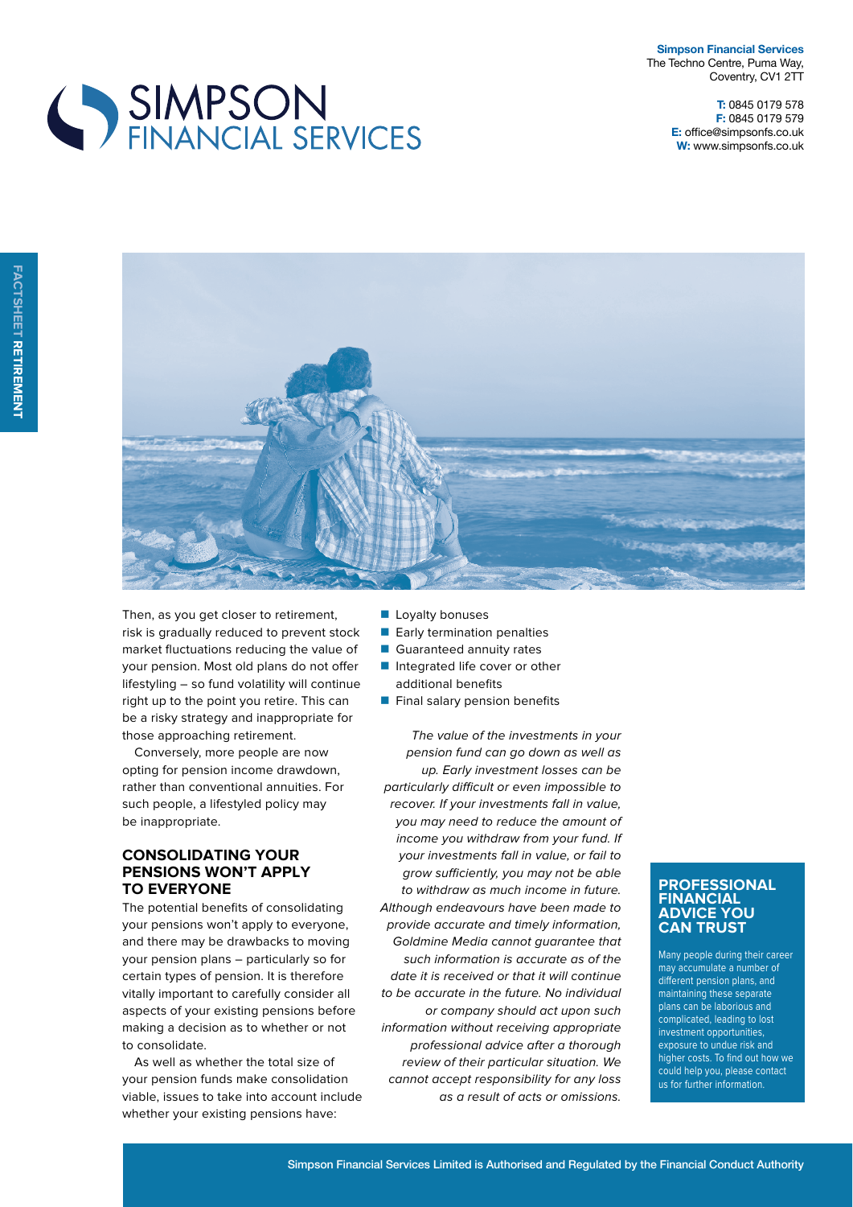**Simpson Financial Services**
The Techno Centre, Puma Way,
Coventry, CV1 2TT

**T:** 0845 0179 578
**F:** 0845 0179 579
**E:** office@simpsonfs.co.uk
**W:** www.simpsonfs.co.uk

Then, as you get closer to retirement, risk is gradually reduced to prevent stock market fluctuations reducing the value of your pension. Most old plans do not offer lifestyling – so fund volatility will continue right up to the point you retire. This can be a risky strategy and inappropriate for those approaching retirement.

Conversely, more people are now opting for pension income drawdown, rather than conventional annuities. For such people, a lifestyled policy may be inappropriate.

## CONSOLIDATING YOUR PENSIONS WON'T APPLY TO EVERYONE

The potential benefits of consolidating your pensions won't apply to everyone, and there may be drawbacks to moving your pension plans – particularly so for certain types of pension. It is therefore vitally important to carefully consider all aspects of your existing pensions before making a decision as to whether or not to consolidate.

As well as whether the total size of your pension funds make consolidation viable, issues to take into account include whether your existing pensions have:

- Loyalty bonuses
- Early termination penalties
- Guaranteed annuity rates
- Integrated life cover or other additional benefits
- Final salary pension benefits

*The value of the investments in your pension fund can go down as well as up. Early investment losses can be particularly difficult or even impossible to recover. If your investments fall in value, you may need to reduce the amount of income you withdraw from your fund. If your investments fall in value, or fail to grow sufficiently, you may not be able to withdraw as much income in future. Although endeavours have been made to provide accurate and timely information, Goldmine Media cannot guarantee that such information is accurate as of the date it is received or that it will continue to be accurate in the future. No individual or company should act upon such information without receiving appropriate professional advice after a thorough review of their particular situation. We cannot accept responsibility for any loss as a result of acts or omissions.*

## PROFESSIONAL FINANCIAL ADVICE YOU CAN TRUST

Many people during their career may accumulate a number of different pension plans, and maintaining these separate plans can be laborious and complicated, leading to lost investment opportunities, exposure to undue risk and higher costs. To find out how we could help you, please contact us for further information.

Simpson Financial Services Limited is Authorised and Regulated by the Financial Conduct Authority